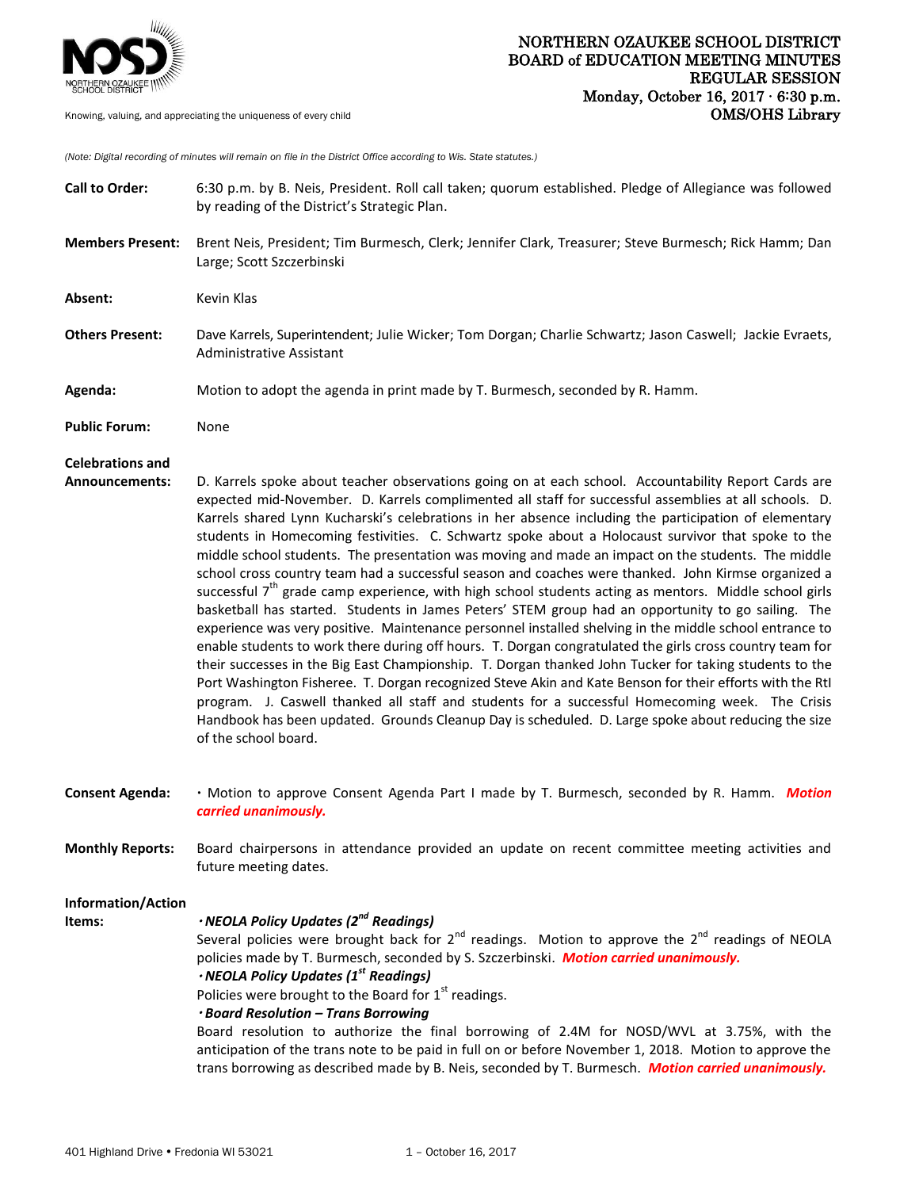# NORTHERN OZAUKEE SCHOOL DISTRICT
## BOARD of EDUCATION MEETING MINUTES
## REGULAR SESSION
**Monday, October 16, 2017 · 6:30 p.m.**
**OMS/OHS Library**

Knowing, valuing, and appreciating the uniqueness of every child

*(Note: Digital recording of minutes will remain on file in the District Office according to Wis. State statutes.)*

**Call to Order:** 6:30 p.m. by B. Neis, President. Roll call taken; quorum established. Pledge of Allegiance was followed by reading of the District's Strategic Plan.

**Members Present:** Brent Neis, President; Tim Burmesch, Clerk; Jennifer Clark, Treasurer; Steve Burmesch; Rick Hamm; Dan Large; Scott Szczerbinski

**Absent:** Kevin Klas

**Others Present:** Dave Karrels, Superintendent; Julie Wicker; Tom Dorgan; Charlie Schwartz; Jason Caswell; Jackie Evraets, Administrative Assistant

**Agenda:** Motion to adopt the agenda in print made by T. Burmesch, seconded by R. Hamm.

**Public Forum:** None

**Celebrations and Announcements:** D. Karrels spoke about teacher observations going on at each school. Accountability Report Cards are expected mid-November. D. Karrels complimented all staff for successful assemblies at all schools. D. Karrels shared Lynn Kucharski's celebrations in her absence including the participation of elementary students in Homecoming festivities. C. Schwartz spoke about a Holocaust survivor that spoke to the middle school students. The presentation was moving and made an impact on the students. The middle school cross country team had a successful season and coaches were thanked. John Kirmse organized a successful 7th grade camp experience, with high school students acting as mentors. Middle school girls basketball has started. Students in James Peters' STEM group had an opportunity to go sailing. The experience was very positive. Maintenance personnel installed shelving in the middle school entrance to enable students to work there during off hours. T. Dorgan congratulated the girls cross country team for their successes in the Big East Championship. T. Dorgan thanked John Tucker for taking students to the Port Washington Fisheree. T. Dorgan recognized Steve Akin and Kate Benson for their efforts with the RtI program. J. Caswell thanked all staff and students for a successful Homecoming week. The Crisis Handbook has been updated. Grounds Cleanup Day is scheduled. D. Large spoke about reducing the size of the school board.

**Consent Agenda:** · Motion to approve Consent Agenda Part I made by T. Burmesch, seconded by R. Hamm. ***Motion carried unanimously.***

**Monthly Reports:** Board chairpersons in attendance provided an update on recent committee meeting activities and future meeting dates.

**Information/Action Items:**

***· NEOLA Policy Updates (2nd Readings)***
Several policies were brought back for 2nd readings. Motion to approve the 2nd readings of NEOLA policies made by T. Burmesch, seconded by S. Szczerbinski. ***Motion carried unanimously.***

***· NEOLA Policy Updates (1st Readings)***
Policies were brought to the Board for 1st readings.

***· Board Resolution – Trans Borrowing***
Board resolution to authorize the final borrowing of 2.4M for NOSD/WVL at 3.75%, with the anticipation of the trans note to be paid in full on or before November 1, 2018. Motion to approve the trans borrowing as described made by B. Neis, seconded by T. Burmesch. ***Motion carried unanimously.***

401 Highland Drive • Fredonia WI 53021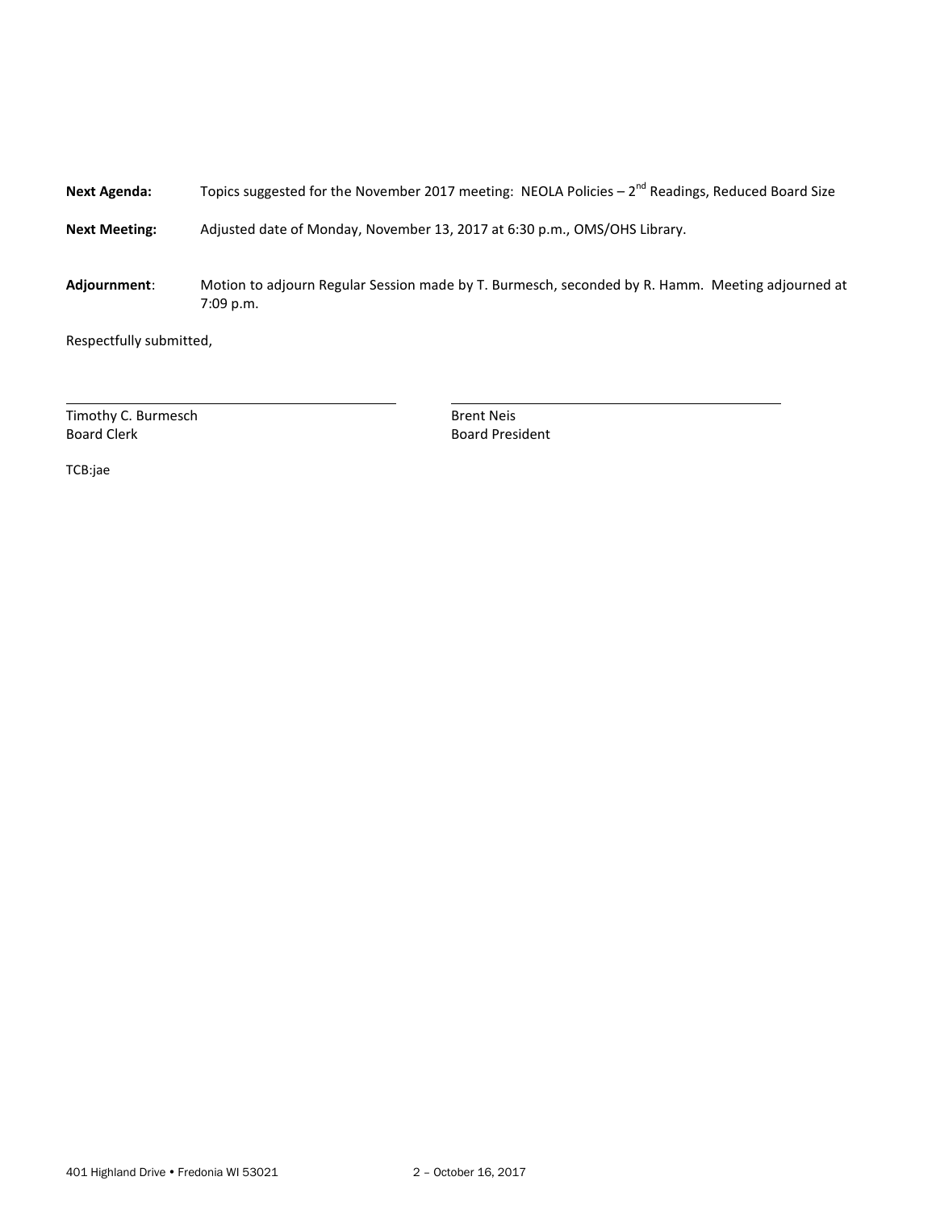**Next Agenda:** Topics suggested for the November 2017 meeting: NEOLA Policies – 2nd Readings, Reduced Board Size

**Next Meeting:** Adjusted date of Monday, November 13, 2017 at 6:30 p.m., OMS/OHS Library.

**Adjournment**: Motion to adjourn Regular Session made by T. Burmesch, seconded by R. Hamm. Meeting adjourned at 7:09 p.m.

Respectfully submitted,

Timothy C. Burmesch
Board Clerk

Brent Neis
Board President

TCB:jae